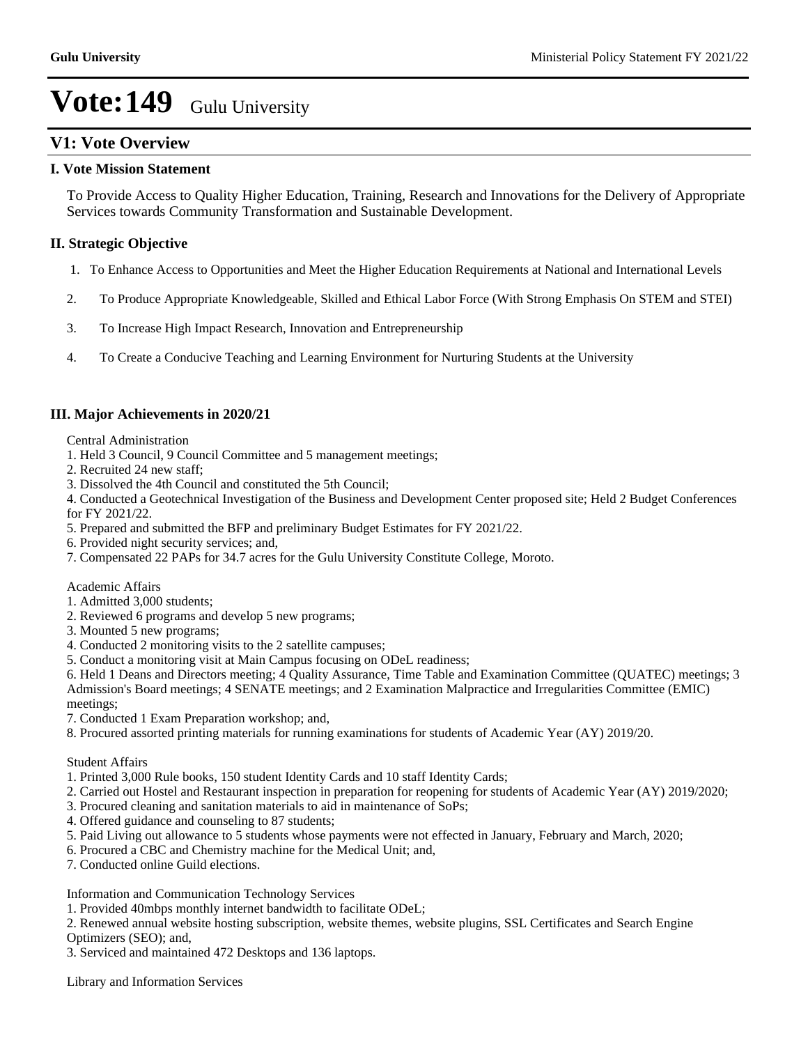# Vote:149 Gulu University

## V1: Vote Overview

### I. Vote Mission Statement

To Provide Access to Quality Higher Education, Training, Research and Innovations for the Delivery of Appropriate Services towards Community Transformation and Sustainable Development.

### II. Strategic Objective

1. To Enhance Access to Opportunities and Meet the Higher Education Requirements at National and International Levels
2. To Produce Appropriate Knowledgeable, Skilled and Ethical Labor Force (With Strong Emphasis On STEM and STEI)
3. To Increase High Impact Research, Innovation and Entrepreneurship
4. To Create a Conducive Teaching and Learning Environment for Nurturing Students at the University

### III. Major Achievements in 2020/21

Central Administration

1. Held 3 Council, 9 Council Committee and 5 management meetings;
2. Recruited 24 new staff;
3. Dissolved the 4th Council and constituted the 5th Council;
4. Conducted a Geotechnical Investigation of the Business and Development Center proposed site; Held 2 Budget Conferences for FY 2021/22.
5. Prepared and submitted the BFP and preliminary Budget Estimates for FY 2021/22.
6. Provided night security services; and,
7. Compensated 22 PAPs for 34.7 acres for the Gulu University Constitute College, Moroto.

Academic Affairs

1. Admitted 3,000 students;
2. Reviewed 6 programs and develop 5 new programs;
3. Mounted 5 new programs;
4. Conducted 2 monitoring visits to the 2 satellite campuses;
5. Conduct a monitoring visit at Main Campus focusing on ODeL readiness;
6. Held 1 Deans and Directors meeting; 4 Quality Assurance, Time Table and Examination Committee (QUATEC) meetings; 3 Admission's Board meetings; 4 SENATE meetings; and 2 Examination Malpractice and Irregularities Committee (EMIC) meetings;
7. Conducted 1 Exam Preparation workshop; and,
8. Procured assorted printing materials for running examinations for students of Academic Year (AY) 2019/20.

Student Affairs

1. Printed 3,000 Rule books, 150 student Identity Cards and 10 staff Identity Cards;
2. Carried out Hostel and Restaurant inspection in preparation for reopening for students of Academic Year (AY) 2019/2020;
3. Procured cleaning and sanitation materials to aid in maintenance of SoPs;
4. Offered guidance and counseling to 87 students;
5. Paid Living out allowance to 5 students whose payments were not effected in January, February and March, 2020;
6. Procured a CBC and Chemistry machine for the Medical Unit; and,
7. Conducted online Guild elections.

Information and Communication Technology Services

1. Provided 40mbps monthly internet bandwidth to facilitate ODeL;
2. Renewed annual website hosting subscription, website themes, website plugins, SSL Certificates and Search Engine Optimizers (SEO); and,
3. Serviced and maintained 472 Desktops and 136 laptops.

Library and Information Services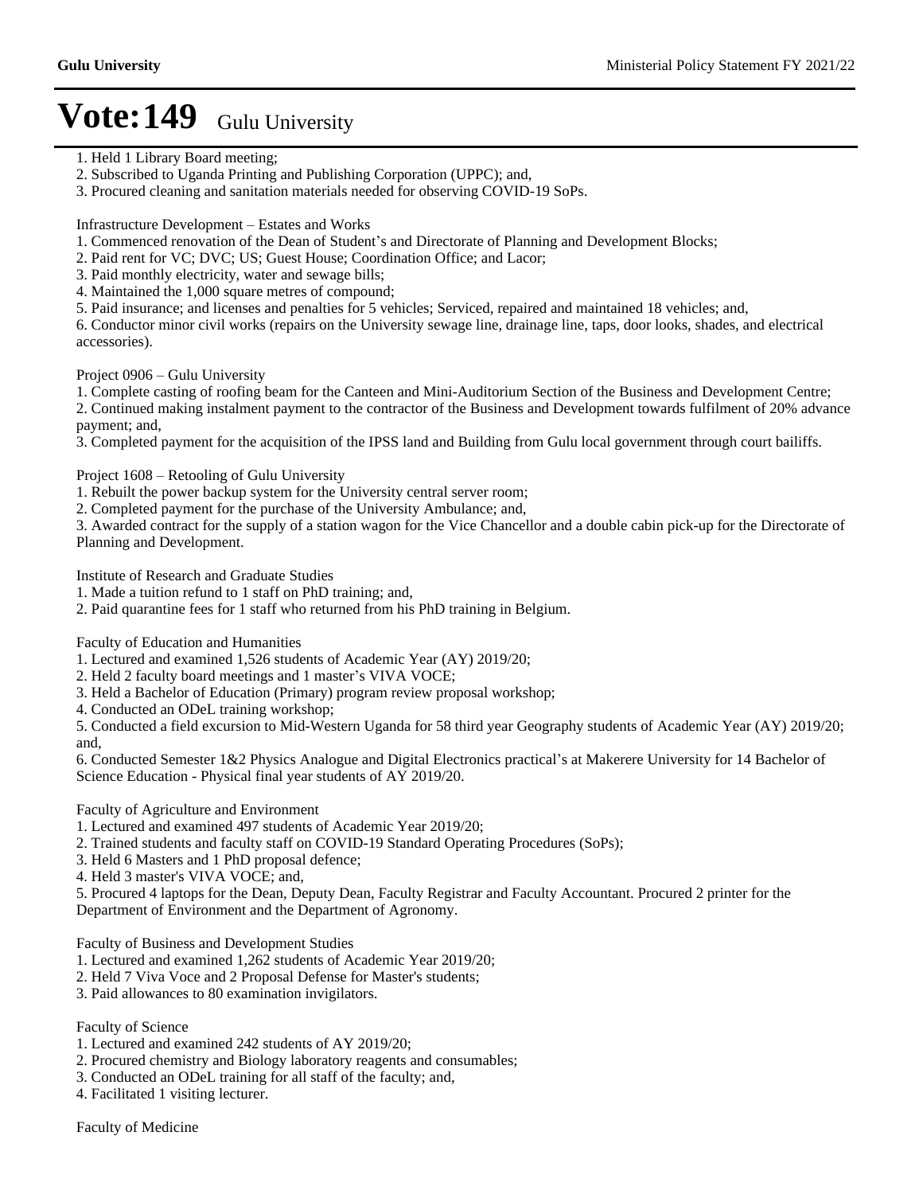1. Held 1 Library Board meeting;
2. Subscribed to Uganda Printing and Publishing Corporation (UPPC); and,
3. Procured cleaning and sanitation materials needed for observing COVID-19 SoPs.

Infrastructure Development – Estates and Works

1. Commenced renovation of the Dean of Student's and Directorate of Planning and Development Blocks;
2. Paid rent for VC; DVC; US; Guest House; Coordination Office; and Lacor;
3. Paid monthly electricity, water and sewage bills;
4. Maintained the 1,000 square metres of compound;
5. Paid insurance; and licenses and penalties for 5 vehicles; Serviced, repaired and maintained 18 vehicles; and,
6. Conductor minor civil works (repairs on the University sewage line, drainage line, taps, door looks, shades, and electrical accessories).

Project 0906 – Gulu University

1. Complete casting of roofing beam for the Canteen and Mini-Auditorium Section of the Business and Development Centre;
2. Continued making instalment payment to the contractor of the Business and Development towards fulfilment of 20% advance payment; and,
3. Completed payment for the acquisition of the IPSS land and Building from Gulu local government through court bailiffs.

Project 1608 – Retooling of Gulu University

1. Rebuilt the power backup system for the University central server room;
2. Completed payment for the purchase of the University Ambulance; and,
3. Awarded contract for the supply of a station wagon for the Vice Chancellor and a double cabin pick-up for the Directorate of Planning and Development.

Institute of Research and Graduate Studies

1. Made a tuition refund to 1 staff on PhD training; and,
2. Paid quarantine fees for 1 staff who returned from his PhD training in Belgium.

Faculty of Education and Humanities

1. Lectured and examined 1,526 students of Academic Year (AY) 2019/20;
2. Held 2 faculty board meetings and 1 master's VIVA VOCE;
3. Held a Bachelor of Education (Primary) program review proposal workshop;
4. Conducted an ODeL training workshop;
5. Conducted a field excursion to Mid-Western Uganda for 58 third year Geography students of Academic Year (AY) 2019/20; and,
6. Conducted Semester 1&2 Physics Analogue and Digital Electronics practical's at Makerere University for 14 Bachelor of Science Education - Physical final year students of AY 2019/20.

Faculty of Agriculture and Environment

1. Lectured and examined 497 students of Academic Year 2019/20;
2. Trained students and faculty staff on COVID-19 Standard Operating Procedures (SoPs);
3. Held 6 Masters and 1 PhD proposal defence;
4. Held 3 master's VIVA VOCE; and,
5. Procured 4 laptops for the Dean, Deputy Dean, Faculty Registrar and Faculty Accountant. Procured 2 printer for the Department of Environment and the Department of Agronomy.

Faculty of Business and Development Studies

1. Lectured and examined 1,262 students of Academic Year 2019/20;
2. Held 7 Viva Voce and 2 Proposal Defense for Master's students;
3. Paid allowances to 80 examination invigilators.

Faculty of Science

1. Lectured and examined 242 students of AY 2019/20;
2. Procured chemistry and Biology laboratory reagents and consumables;
3. Conducted an ODeL training for all staff of the faculty; and,
4. Facilitated 1 visiting lecturer.

Faculty of Medicine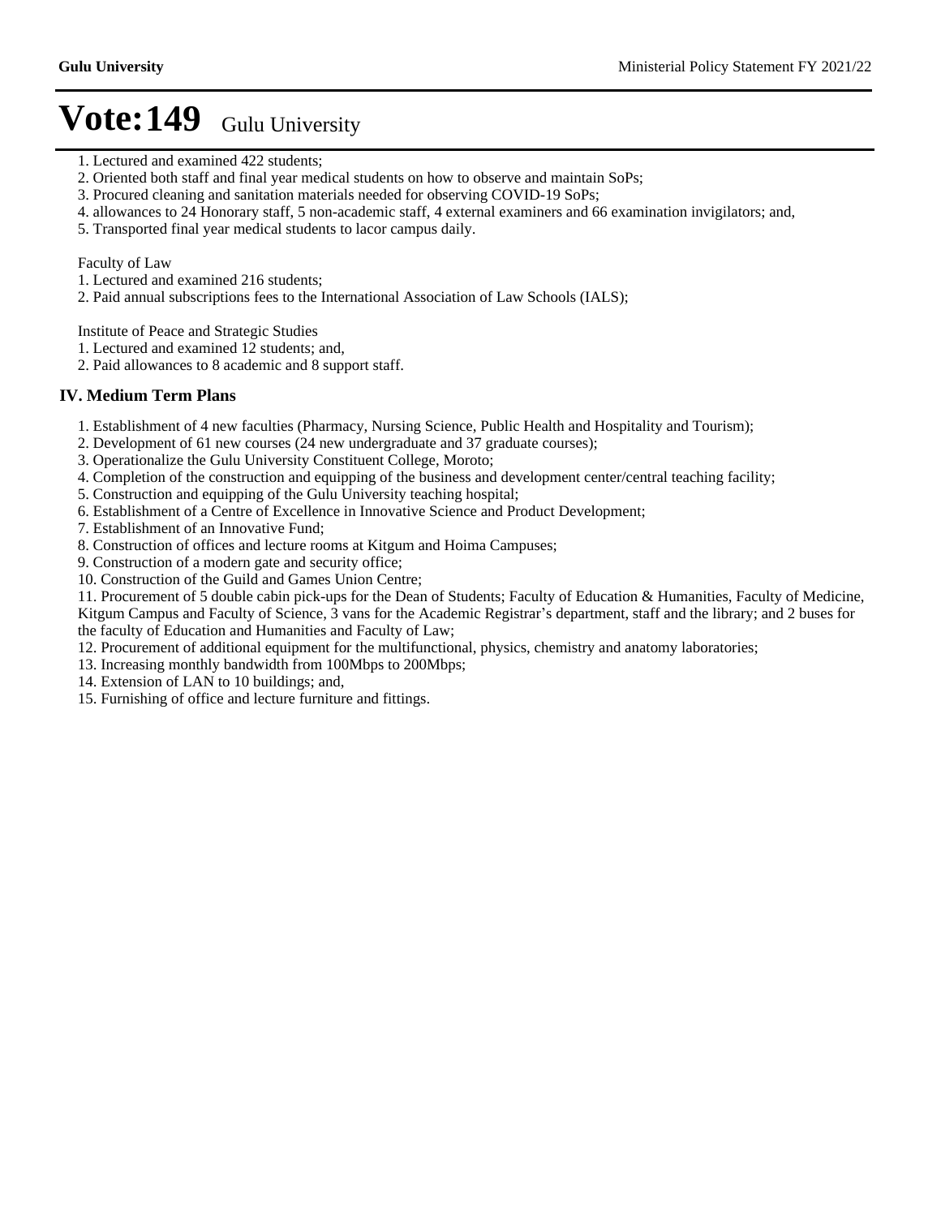# Vote:149 Gulu University

1. Lectured and examined 422 students;
2. Oriented both staff and final year medical students on how to observe and maintain SoPs;
3. Procured cleaning and sanitation materials needed for observing COVID-19 SoPs;
4. allowances to 24 Honorary staff, 5 non-academic staff, 4 external examiners and 66 examination invigilators; and,
5. Transported final year medical students to lacor campus daily.

Faculty of Law

1. Lectured and examined 216 students;
2. Paid annual subscriptions fees to the International Association of Law Schools (IALS);

Institute of Peace and Strategic Studies

1. Lectured and examined 12 students; and,
2. Paid allowances to 8 academic and 8 support staff.

## IV. Medium Term Plans

1. Establishment of 4 new faculties (Pharmacy, Nursing Science, Public Health and Hospitality and Tourism);
2. Development of 61 new courses (24 new undergraduate and 37 graduate courses);
3. Operationalize the Gulu University Constituent College, Moroto;
4. Completion of the construction and equipping of the business and development center/central teaching facility;
5. Construction and equipping of the Gulu University teaching hospital;
6. Establishment of a Centre of Excellence in Innovative Science and Product Development;
7. Establishment of an Innovative Fund;
8. Construction of offices and lecture rooms at Kitgum and Hoima Campuses;
9. Construction of a modern gate and security office;
10. Construction of the Guild and Games Union Centre;
11. Procurement of 5 double cabin pick-ups for the Dean of Students; Faculty of Education & Humanities, Faculty of Medicine, Kitgum Campus and Faculty of Science, 3 vans for the Academic Registrar's department, staff and the library; and 2 buses for the faculty of Education and Humanities and Faculty of Law;
12. Procurement of additional equipment for the multifunctional, physics, chemistry and anatomy laboratories;
13. Increasing monthly bandwidth from 100Mbps to 200Mbps;
14. Extension of LAN to 10 buildings; and,
15. Furnishing of office and lecture furniture and fittings.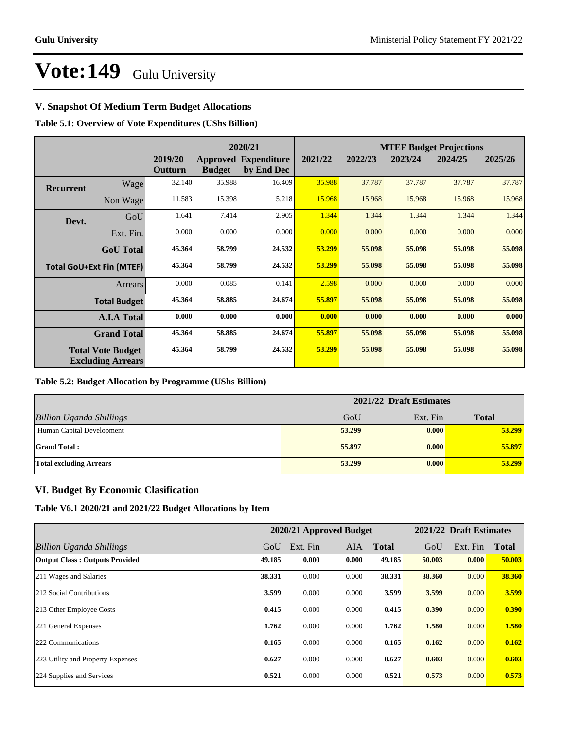# Vote:149 Gulu University

## V. Snapshot Of Medium Term Budget Allocations

**Table 5.1: Overview of Vote Expenditures (UShs Billion)**

| | | | 2020/21 | | | MTEF Budget Projections | | | |
|---|---|---|---|---|---|---|---|---|---|
| | | 2019/20 Outturn | Approved Budget | Expenditure by End Dec | 2021/22 | 2022/23 | 2023/24 | 2024/25 | 2025/26 |
| **Recurrent** | Wage | 32.140 | 35.988 | 16.409 | 35.988 | 37.787 | 37.787 | 37.787 | 37.787 |
| | Non Wage | 11.583 | 15.398 | 5.218 | 15.968 | 15.968 | 15.968 | 15.968 | 15.968 |
| **Devt.** | GoU | 1.641 | 7.414 | 2.905 | 1.344 | 1.344 | 1.344 | 1.344 | 1.344 |
| | Ext. Fin. | 0.000 | 0.000 | 0.000 | 0.000 | 0.000 | 0.000 | 0.000 | 0.000 |
| | **GoU Total** | **45.364** | **58.799** | **24.532** | **53.299** | **55.098** | **55.098** | **55.098** | **55.098** |
| **Total GoU+Ext Fin (MTEF)** | | **45.364** | **58.799** | **24.532** | **53.299** | **55.098** | **55.098** | **55.098** | **55.098** |
| | Arrears | 0.000 | 0.085 | 0.141 | 2.598 | 0.000 | 0.000 | 0.000 | 0.000 |
| | **Total Budget** | **45.364** | **58.885** | **24.674** | **55.897** | **55.098** | **55.098** | **55.098** | **55.098** |
| | **A.I.A Total** | **0.000** | **0.000** | **0.000** | **0.000** | **0.000** | **0.000** | **0.000** | **0.000** |
| | **Grand Total** | **45.364** | **58.885** | **24.674** | **55.897** | **55.098** | **55.098** | **55.098** | **55.098** |
| **Total Vote Budget Excluding Arrears** | | **45.364** | **58.799** | **24.532** | **53.299** | **55.098** | **55.098** | **55.098** | **55.098** |

**Table 5.2: Budget Allocation by Programme (UShs Billion)**

| | 2021/22 Draft Estimates | | |
|---|---|---|---|
| *Billion Uganda Shillings* | GoU | Ext. Fin | **Total** |
| Human Capital Development | **53.299** | **0.000** | **53.299** |
| **Grand Total :** | **55.897** | **0.000** | **55.897** |
| **Total excluding Arrears** | **53.299** | **0.000** | **53.299** |

## VI. Budget By Economic Clasification

**Table V6.1 2020/21 and 2021/22 Budget Allocations by Item**

| | 2020/21 Approved Budget | | | | 2021/22 Draft Estimates | | |
|---|---|---|---|---|---|---|---|
| *Billion Uganda Shillings* | GoU | Ext. Fin | AIA | **Total** | GoU | Ext. Fin | **Total** |
| **Output Class : Outputs Provided** | **49.185** | **0.000** | **0.000** | **49.185** | **50.003** | **0.000** | **50.003** |
| 211 Wages and Salaries | **38.331** | 0.000 | 0.000 | **38.331** | **38.360** | 0.000 | **38.360** |
| 212 Social Contributions | **3.599** | 0.000 | 0.000 | **3.599** | **3.599** | 0.000 | **3.599** |
| 213 Other Employee Costs | **0.415** | 0.000 | 0.000 | **0.415** | **0.390** | 0.000 | **0.390** |
| 221 General Expenses | **1.762** | 0.000 | 0.000 | **1.762** | **1.580** | 0.000 | **1.580** |
| 222 Communications | **0.165** | 0.000 | 0.000 | **0.165** | **0.162** | 0.000 | **0.162** |
| 223 Utility and Property Expenses | **0.627** | 0.000 | 0.000 | **0.627** | **0.603** | 0.000 | **0.603** |
| 224 Supplies and Services | **0.521** | 0.000 | 0.000 | **0.521** | **0.573** | 0.000 | **0.573** |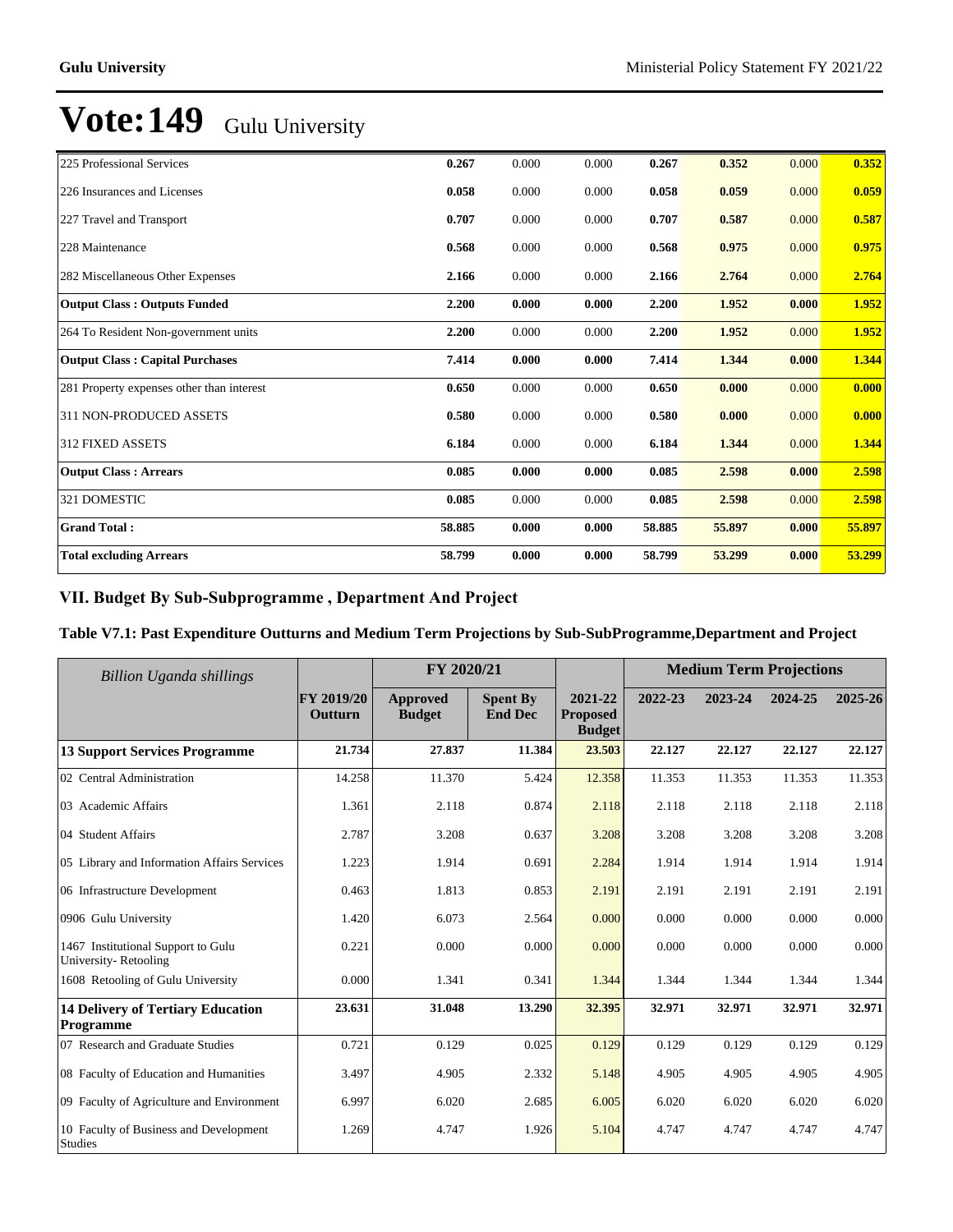# Vote:149 Gulu University

| | | | | | | | |
|---|---|---|---|---|---|---|---|
| 225 Professional Services | **0.267** | 0.000 | 0.000 | **0.267** | **0.352** | 0.000 | **0.352** |
| 226 Insurances and Licenses | **0.058** | 0.000 | 0.000 | **0.058** | **0.059** | 0.000 | **0.059** |
| 227 Travel and Transport | **0.707** | 0.000 | 0.000 | **0.707** | **0.587** | 0.000 | **0.587** |
| 228 Maintenance | **0.568** | 0.000 | 0.000 | **0.568** | **0.975** | 0.000 | **0.975** |
| 282 Miscellaneous Other Expenses | **2.166** | 0.000 | 0.000 | **2.166** | **2.764** | 0.000 | **2.764** |
| **Output Class : Outputs Funded** | **2.200** | **0.000** | **0.000** | **2.200** | **1.952** | **0.000** | **1.952** |
| 264 To Resident Non-government units | **2.200** | 0.000 | 0.000 | **2.200** | **1.952** | 0.000 | **1.952** |
| **Output Class : Capital Purchases** | **7.414** | **0.000** | **0.000** | **7.414** | **1.344** | **0.000** | **1.344** |
| 281 Property expenses other than interest | **0.650** | 0.000 | 0.000 | **0.650** | **0.000** | 0.000 | **0.000** |
| 311 NON-PRODUCED ASSETS | **0.580** | 0.000 | 0.000 | **0.580** | **0.000** | 0.000 | **0.000** |
| 312 FIXED ASSETS | **6.184** | 0.000 | 0.000 | **6.184** | **1.344** | 0.000 | **1.344** |
| **Output Class : Arrears** | **0.085** | **0.000** | **0.000** | **0.085** | **2.598** | **0.000** | **2.598** |
| 321 DOMESTIC | **0.085** | 0.000 | 0.000 | **0.085** | **2.598** | 0.000 | **2.598** |
| **Grand Total :** | **58.885** | **0.000** | **0.000** | **58.885** | **55.897** | **0.000** | **55.897** |
| **Total excluding Arrears** | **58.799** | **0.000** | **0.000** | **58.799** | **53.299** | **0.000** | **53.299** |

## VII. Budget By Sub-Subprogramme , Department And Project

### Table V7.1: Past Expenditure Outturns and Medium Term Projections by Sub-SubProgramme,Department and Project

| *Billion Uganda shillings* | | FY 2020/21 | | | Medium Term Projections | | | |
|---|---|---|---|---|---|---|---|---|
| | FY 2019/20 Outturn | Approved Budget | Spent By End Dec | 2021-22 Proposed Budget | 2022-23 | 2023-24 | 2024-25 | 2025-26 |
| **13 Support Services Programme** | **21.734** | **27.837** | **11.384** | **23.503** | **22.127** | **22.127** | **22.127** | **22.127** |
| 02 Central Administration | 14.258 | 11.370 | 5.424 | 12.358 | 11.353 | 11.353 | 11.353 | 11.353 |
| 03 Academic Affairs | 1.361 | 2.118 | 0.874 | 2.118 | 2.118 | 2.118 | 2.118 | 2.118 |
| 04 Student Affairs | 2.787 | 3.208 | 0.637 | 3.208 | 3.208 | 3.208 | 3.208 | 3.208 |
| 05 Library and Information Affairs Services | 1.223 | 1.914 | 0.691 | 2.284 | 1.914 | 1.914 | 1.914 | 1.914 |
| 06 Infrastructure Development | 0.463 | 1.813 | 0.853 | 2.191 | 2.191 | 2.191 | 2.191 | 2.191 |
| 0906 Gulu University | 1.420 | 6.073 | 2.564 | 0.000 | 0.000 | 0.000 | 0.000 | 0.000 |
| 1467 Institutional Support to Gulu University- Retooling | 0.221 | 0.000 | 0.000 | 0.000 | 0.000 | 0.000 | 0.000 | 0.000 |
| 1608 Retooling of Gulu University | 0.000 | 1.341 | 0.341 | 1.344 | 1.344 | 1.344 | 1.344 | 1.344 |
| **14 Delivery of Tertiary Education Programme** | **23.631** | **31.048** | **13.290** | **32.395** | **32.971** | **32.971** | **32.971** | **32.971** |
| 07 Research and Graduate Studies | 0.721 | 0.129 | 0.025 | 0.129 | 0.129 | 0.129 | 0.129 | 0.129 |
| 08 Faculty of Education and Humanities | 3.497 | 4.905 | 2.332 | 5.148 | 4.905 | 4.905 | 4.905 | 4.905 |
| 09 Faculty of Agriculture and Environment | 6.997 | 6.020 | 2.685 | 6.005 | 6.020 | 6.020 | 6.020 | 6.020 |
| 10 Faculty of Business and Development Studies | 1.269 | 4.747 | 1.926 | 5.104 | 4.747 | 4.747 | 4.747 | 4.747 |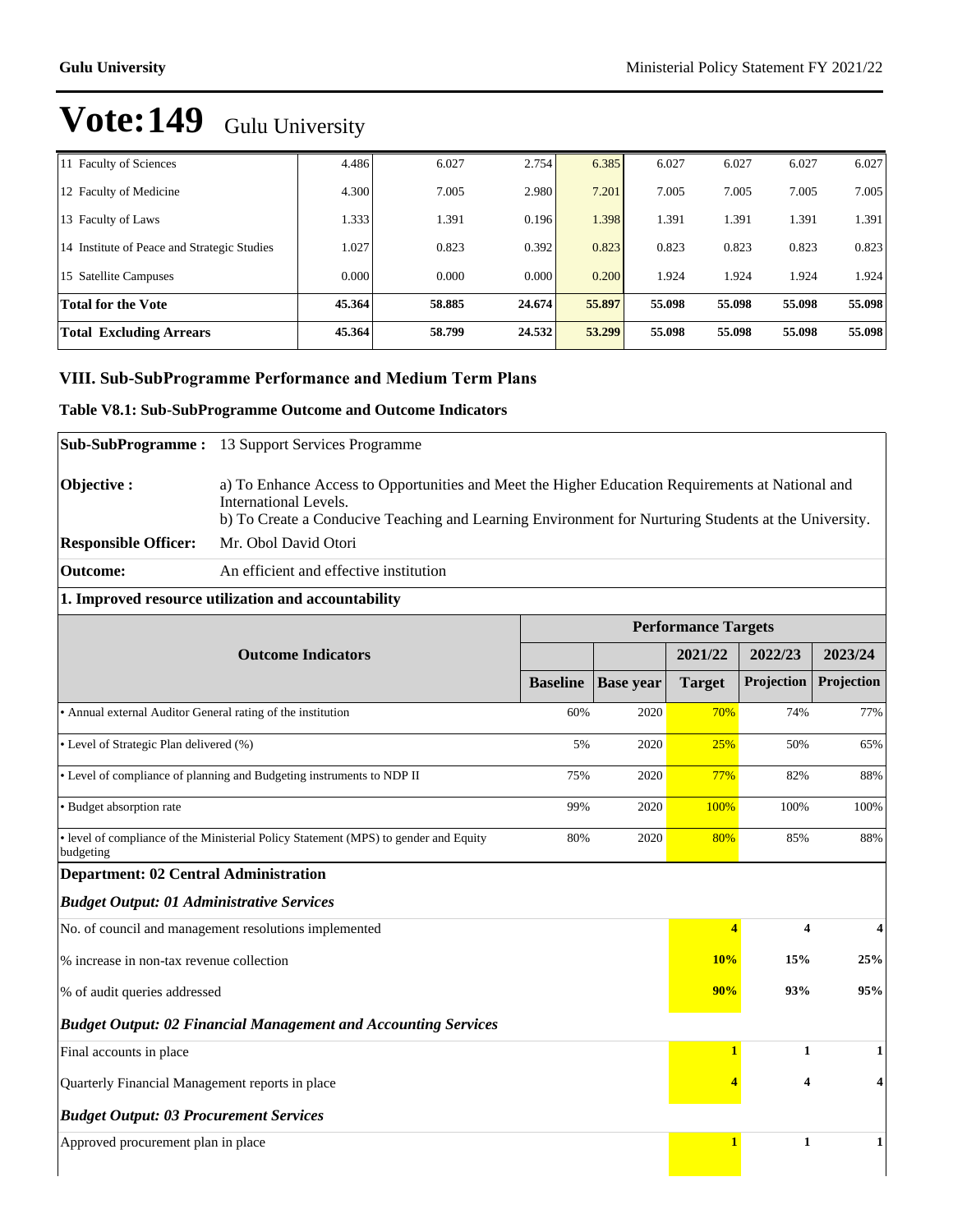# Vote:149 Gulu University

| | | | | | | | | |
|---|---|---|---|---|---|---|---|---|
| 11 Faculty of Sciences | 4.486 | 6.027 | 2.754 | 6.385 | 6.027 | 6.027 | 6.027 | 6.027 |
| 12 Faculty of Medicine | 4.300 | 7.005 | 2.980 | 7.201 | 7.005 | 7.005 | 7.005 | 7.005 |
| 13 Faculty of Laws | 1.333 | 1.391 | 0.196 | 1.398 | 1.391 | 1.391 | 1.391 | 1.391 |
| 14 Institute of Peace and Strategic Studies | 1.027 | 0.823 | 0.392 | 0.823 | 0.823 | 0.823 | 0.823 | 0.823 |
| 15 Satellite Campuses | 0.000 | 0.000 | 0.000 | 0.200 | 1.924 | 1.924 | 1.924 | 1.924 |
| **Total for the Vote** | **45.364** | **58.885** | **24.674** | **55.897** | **55.098** | **55.098** | **55.098** | **55.098** |
| **Total Excluding Arrears** | **45.364** | **58.799** | **24.532** | **53.299** | **55.098** | **55.098** | **55.098** | **55.098** |

## VIII. Sub-SubProgramme Performance and Medium Term Plans

### Table V8.1: Sub-SubProgramme Outcome and Outcome Indicators

**Sub-SubProgramme :** 13 Support Services Programme

**Objective :** a) To Enhance Access to Opportunities and Meet the Higher Education Requirements at National and International Levels.
b) To Create a Conducive Teaching and Learning Environment for Nurturing Students at the University.

**Responsible Officer:** Mr. Obol David Otori

**Outcome:** An efficient and effective institution

**1. Improved resource utilization and accountability**

| Outcome Indicators | Performance Targets | | | | |
|---|---|---|---|---|---|
| | | | 2021/22 | 2022/23 | 2023/24 |
| | Baseline | Base year | Target | Projection | Projection |
| • Annual external Auditor General rating of the institution | 60% | 2020 | 70% | 74% | 77% |
| • Level of Strategic Plan delivered (%) | 5% | 2020 | 25% | 50% | 65% |
| • Level of compliance of planning and Budgeting instruments to NDP II | 75% | 2020 | 77% | 82% | 88% |
| • Budget absorption rate | 99% | 2020 | 100% | 100% | 100% |
| • level of compliance of the Ministerial Policy Statement (MPS) to gender and Equity budgeting | 80% | 2020 | 80% | 85% | 88% |
| **Department: 02 Central Administration** | | | | | |
| ***Budget Output: 01 Administrative Services*** | | | | | |
| No. of council and management resolutions implemented | | | **4** | **4** | **4** |
| % increase in non-tax revenue collection | | | **10%** | **15%** | **25%** |
| % of audit queries addressed | | | **90%** | **93%** | **95%** |
| ***Budget Output: 02 Financial Management and Accounting Services*** | | | | | |
| Final accounts in place | | | **1** | **1** | **1** |
| Quarterly Financial Management reports in place | | | **4** | **4** | **4** |
| ***Budget Output: 03 Procurement Services*** | | | | | |
| Approved procurement plan in place | | | **1** | **1** | **1** |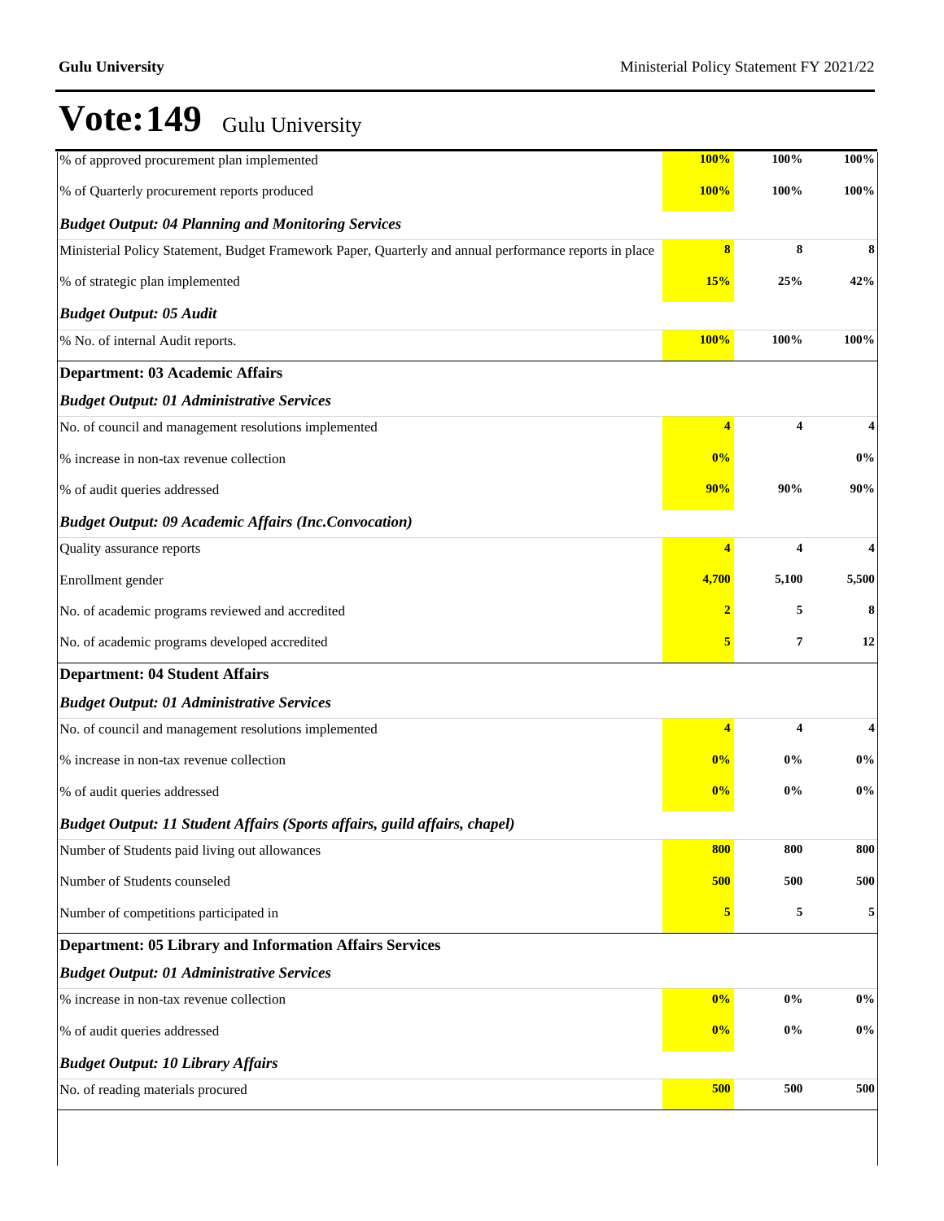# Vote:149 Gulu University

| | | | |
|---|---|---|---|
| % of approved procurement plan implemented | 100% | 100% | 100% |
| % of Quarterly procurement reports produced | 100% | 100% | 100% |
| ***Budget Output: 04 Planning and Monitoring Services*** | | | |
| Ministerial Policy Statement, Budget Framework Paper, Quarterly and annual performance reports in place | 8 | 8 | 8 |
| % of strategic plan implemented | 15% | 25% | 42% |
| ***Budget Output: 05 Audit*** | | | |
| % No. of internal Audit reports. | 100% | 100% | 100% |
| **Department: 03 Academic Affairs** | | | |
| ***Budget Output: 01 Administrative Services*** | | | |
| No. of council and management resolutions implemented | 4 | 4 | 4 |
| % increase in non-tax revenue collection | 0% | | 0% |
| % of audit queries addressed | 90% | 90% | 90% |
| ***Budget Output: 09 Academic Affairs (Inc.Convocation)*** | | | |
| Quality assurance reports | 4 | 4 | 4 |
| Enrollment gender | 4,700 | 5,100 | 5,500 |
| No. of academic programs reviewed and accredited | 2 | 5 | 8 |
| No. of academic programs developed accredited | 5 | 7 | 12 |
| **Department: 04 Student Affairs** | | | |
| ***Budget Output: 01 Administrative Services*** | | | |
| No. of council and management resolutions implemented | 4 | 4 | 4 |
| % increase in non-tax revenue collection | 0% | 0% | 0% |
| % of audit queries addressed | 0% | 0% | 0% |
| ***Budget Output: 11 Student Affairs (Sports affairs, guild affairs, chapel)*** | | | |
| Number of Students paid living out allowances | 800 | 800 | 800 |
| Number of Students counseled | 500 | 500 | 500 |
| Number of competitions participated in | 5 | 5 | 5 |
| **Department: 05 Library and Information Affairs Services** | | | |
| ***Budget Output: 01 Administrative Services*** | | | |
| % increase in non-tax revenue collection | 0% | 0% | 0% |
| % of audit queries addressed | 0% | 0% | 0% |
| ***Budget Output: 10 Library Affairs*** | | | |
| No. of reading materials procured | 500 | 500 | 500 |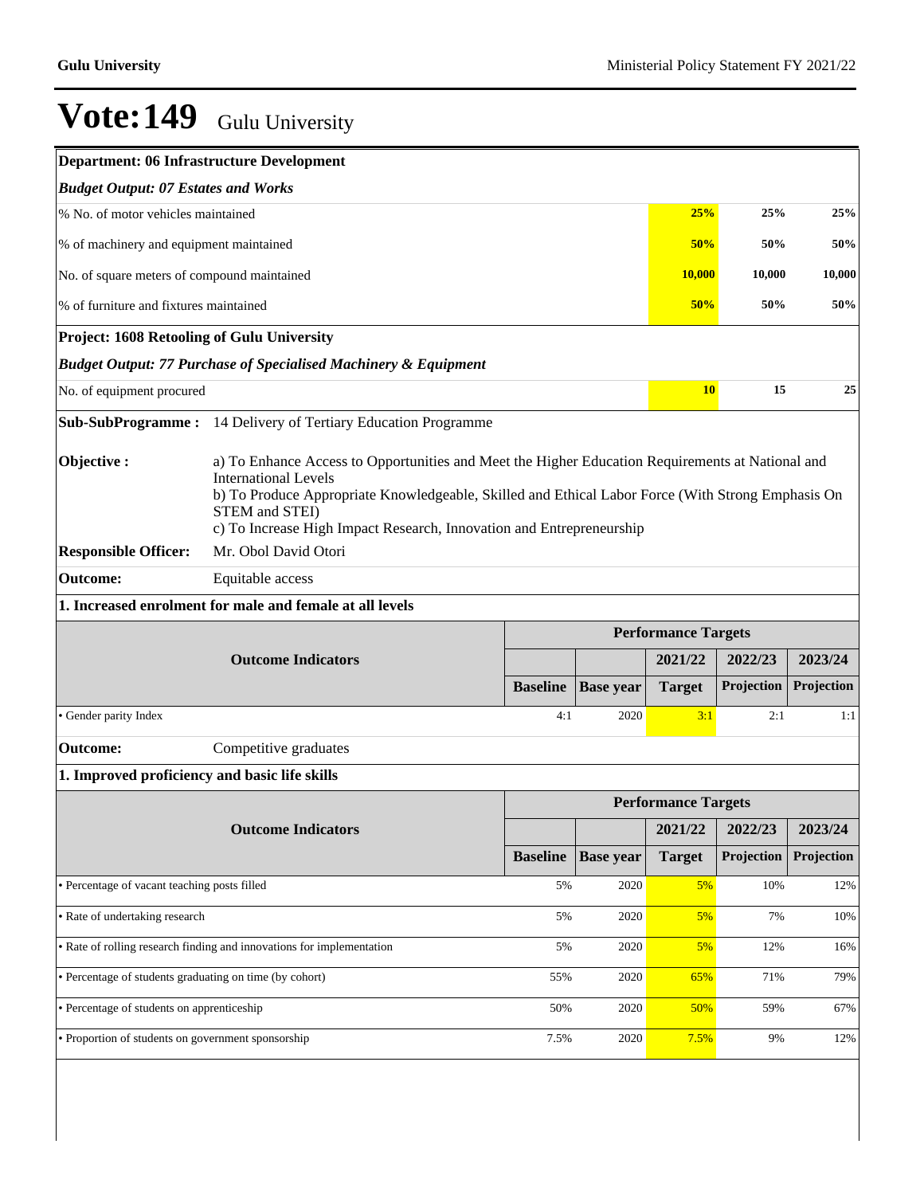# Vote:149 Gulu University

**Department: 06 Infrastructure Development**

***Budget Output: 07 Estates and Works***

| | | | |
|---|---|---|---|
| % No. of motor vehicles maintained | **25%** | **25%** | **25%** |
| % of machinery and equipment maintained | **50%** | **50%** | **50%** |
| No. of square meters of compound maintained | **10,000** | **10,000** | **10,000** |
| % of furniture and fixtures maintained | **50%** | **50%** | **50%** |

**Project: 1608 Retooling of Gulu University**

***Budget Output: 77 Purchase of Specialised Machinery & Equipment***

| | | | |
|---|---|---|---|
| No. of equipment procured | **10** | **15** | **25** |

**Sub-SubProgramme :** 14 Delivery of Tertiary Education Programme

**Objective :**
a) To Enhance Access to Opportunities and Meet the Higher Education Requirements at National and International Levels
b) To Produce Appropriate Knowledgeable, Skilled and Ethical Labor Force (With Strong Emphasis On STEM and STEI)
c) To Increase High Impact Research, Innovation and Entrepreneurship

**Responsible Officer:** Mr. Obol David Otori

**Outcome:** Equitable access

**1. Increased enrolment for male and female at all levels**

| Outcome Indicators | Performance Targets | | | | |
|---|---|---|---|---|---|
| | | | 2021/22 | 2022/23 | 2023/24 |
| | Baseline | Base year | Target | Projection | Projection |
| • Gender parity Index | 4:1 | 2020 | 3:1 | 2:1 | 1:1 |

**Outcome:** Competitive graduates

**1. Improved proficiency and basic life skills**

| Outcome Indicators | Performance Targets | | | | |
|---|---|---|---|---|---|
| | | | 2021/22 | 2022/23 | 2023/24 |
| | Baseline | Base year | Target | Projection | Projection |
| • Percentage of vacant teaching posts filled | 5% | 2020 | 5% | 10% | 12% |
| • Rate of undertaking research | 5% | 2020 | 5% | 7% | 10% |
| • Rate of rolling research finding and innovations for implementation | 5% | 2020 | 5% | 12% | 16% |
| • Percentage of students graduating on time (by cohort) | 55% | 2020 | 65% | 71% | 79% |
| • Percentage of students on apprenticeship | 50% | 2020 | 50% | 59% | 67% |
| • Proportion of students on government sponsorship | 7.5% | 2020 | 7.5% | 9% | 12% |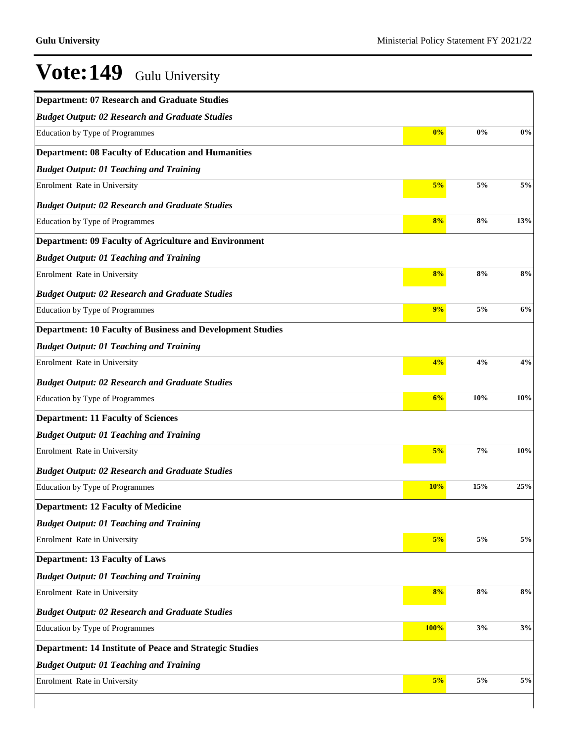# Vote:149 Gulu University

| | | | |
|---|---|---|---|
| **Department: 07 Research and Graduate Studies** | | | |
| ***Budget Output: 02 Research and Graduate Studies*** | | | |
| Education by Type of Programmes | **0%** | **0%** | **0%** |
| **Department: 08 Faculty of Education and Humanities** | | | |
| ***Budget Output: 01 Teaching and Training*** | | | |
| Enrolment Rate in University | **5%** | **5%** | **5%** |
| ***Budget Output: 02 Research and Graduate Studies*** | | | |
| Education by Type of Programmes | **8%** | **8%** | **13%** |
| **Department: 09 Faculty of Agriculture and Environment** | | | |
| ***Budget Output: 01 Teaching and Training*** | | | |
| Enrolment Rate in University | **8%** | **8%** | **8%** |
| ***Budget Output: 02 Research and Graduate Studies*** | | | |
| Education by Type of Programmes | **9%** | **5%** | **6%** |
| **Department: 10 Faculty of Business and Development Studies** | | | |
| ***Budget Output: 01 Teaching and Training*** | | | |
| Enrolment Rate in University | **4%** | **4%** | **4%** |
| ***Budget Output: 02 Research and Graduate Studies*** | | | |
| Education by Type of Programmes | **6%** | **10%** | **10%** |
| **Department: 11 Faculty of Sciences** | | | |
| ***Budget Output: 01 Teaching and Training*** | | | |
| Enrolment Rate in University | **5%** | **7%** | **10%** |
| ***Budget Output: 02 Research and Graduate Studies*** | | | |
| Education by Type of Programmes | **10%** | **15%** | **25%** |
| **Department: 12 Faculty of Medicine** | | | |
| ***Budget Output: 01 Teaching and Training*** | | | |
| Enrolment Rate in University | **5%** | **5%** | **5%** |
| **Department: 13 Faculty of Laws** | | | |
| ***Budget Output: 01 Teaching and Training*** | | | |
| Enrolment Rate in University | **8%** | **8%** | **8%** |
| ***Budget Output: 02 Research and Graduate Studies*** | | | |
| Education by Type of Programmes | **100%** | **3%** | **3%** |
| **Department: 14 Institute of Peace and Strategic Studies** | | | |
| ***Budget Output: 01 Teaching and Training*** | | | |
| Enrolment Rate in University | **5%** | **5%** | **5%** |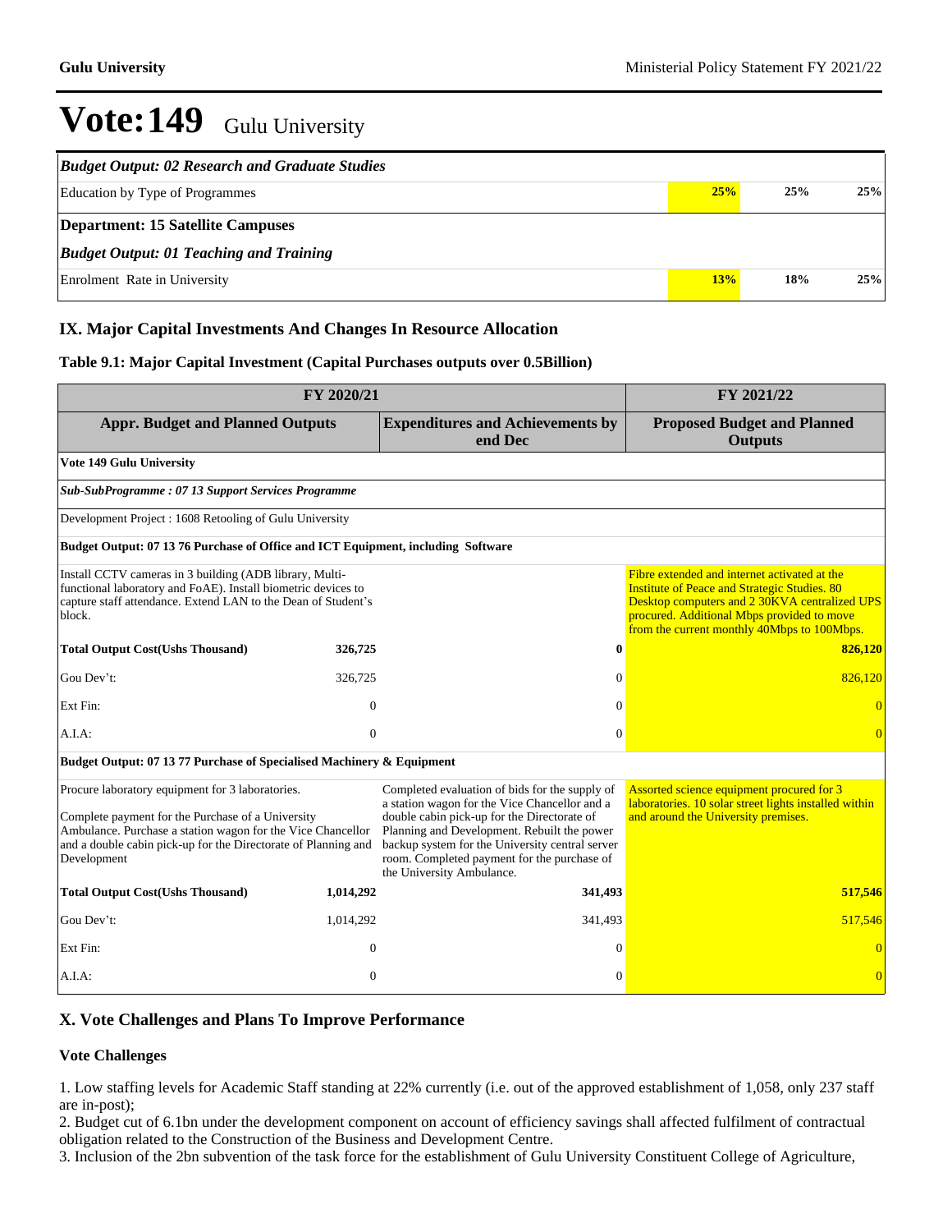# Vote:149 Gulu University

| *Budget Output: 02 Research and Graduate Studies* | | | |
|---|---|---|---|
| Education by Type of Programmes | 25% | 25% | 25% |
| **Department: 15 Satellite Campuses** | | | |
| ***Budget Output: 01 Teaching and Training*** | | | |
| Enrolment Rate in University | 13% | 18% | 25% |

## IX. Major Capital Investments And Changes In Resource Allocation

### Table 9.1: Major Capital Investment (Capital Purchases outputs over 0.5Billion)

| FY 2020/21 | | | FY 2021/22 |
|---|---|---|---|
| **Appr. Budget and Planned Outputs** | | **Expenditures and Achievements by end Dec** | **Proposed Budget and Planned Outputs** |
| **Vote 149 Gulu University** | | | |
| ***Sub-SubProgramme : 07 13 Support Services Programme*** | | | |
| Development Project : 1608 Retooling of Gulu University | | | |
| **Budget Output: 07 13 76 Purchase of Office and ICT Equipment, including Software** | | | |
| Install CCTV cameras in 3 building (ADB library, Multi-functional laboratory and FoAE). Install biometric devices to capture staff attendance. Extend LAN to the Dean of Student's block. | | | Fibre extended and internet activated at the Institute of Peace and Strategic Studies. 80 Desktop computers and 2 30KVA centralized UPS procured. Additional Mbps provided to move from the current monthly 40Mbps to 100Mbps. |
| **Total Output Cost(Ushs Thousand)** | **326,725** | **0** | **826,120** |
| Gou Dev't: | 326,725 | 0 | 826,120 |
| Ext Fin: | 0 | 0 | 0 |
| A.I.A: | 0 | 0 | 0 |
| **Budget Output: 07 13 77 Purchase of Specialised Machinery & Equipment** | | | |
| Procure laboratory equipment for 3 laboratories.<br><br>Complete payment for the Purchase of a University Ambulance. Purchase a station wagon for the Vice Chancellor and a double cabin pick-up for the Directorate of Planning and Development | | Completed evaluation of bids for the supply of a station wagon for the Vice Chancellor and a double cabin pick-up for the Directorate of Planning and Development. Rebuilt the power backup system for the University central server room. Completed payment for the purchase of the University Ambulance. | Assorted science equipment procured for 3 laboratories. 10 solar street lights installed within and around the University premises. |
| **Total Output Cost(Ushs Thousand)** | **1,014,292** | **341,493** | **517,546** |
| Gou Dev't: | 1,014,292 | 341,493 | 517,546 |
| Ext Fin: | 0 | 0 | 0 |
| A.I.A: | 0 | 0 | 0 |

## X. Vote Challenges and Plans To Improve Performance

### Vote Challenges

1. Low staffing levels for Academic Staff standing at 22% currently (i.e. out of the approved establishment of 1,058, only 237 staff are in-post);
2. Budget cut of 6.1bn under the development component on account of efficiency savings shall affected fulfilment of contractual obligation related to the Construction of the Business and Development Centre.
3. Inclusion of the 2bn subvention of the task force for the establishment of Gulu University Constituent College of Agriculture,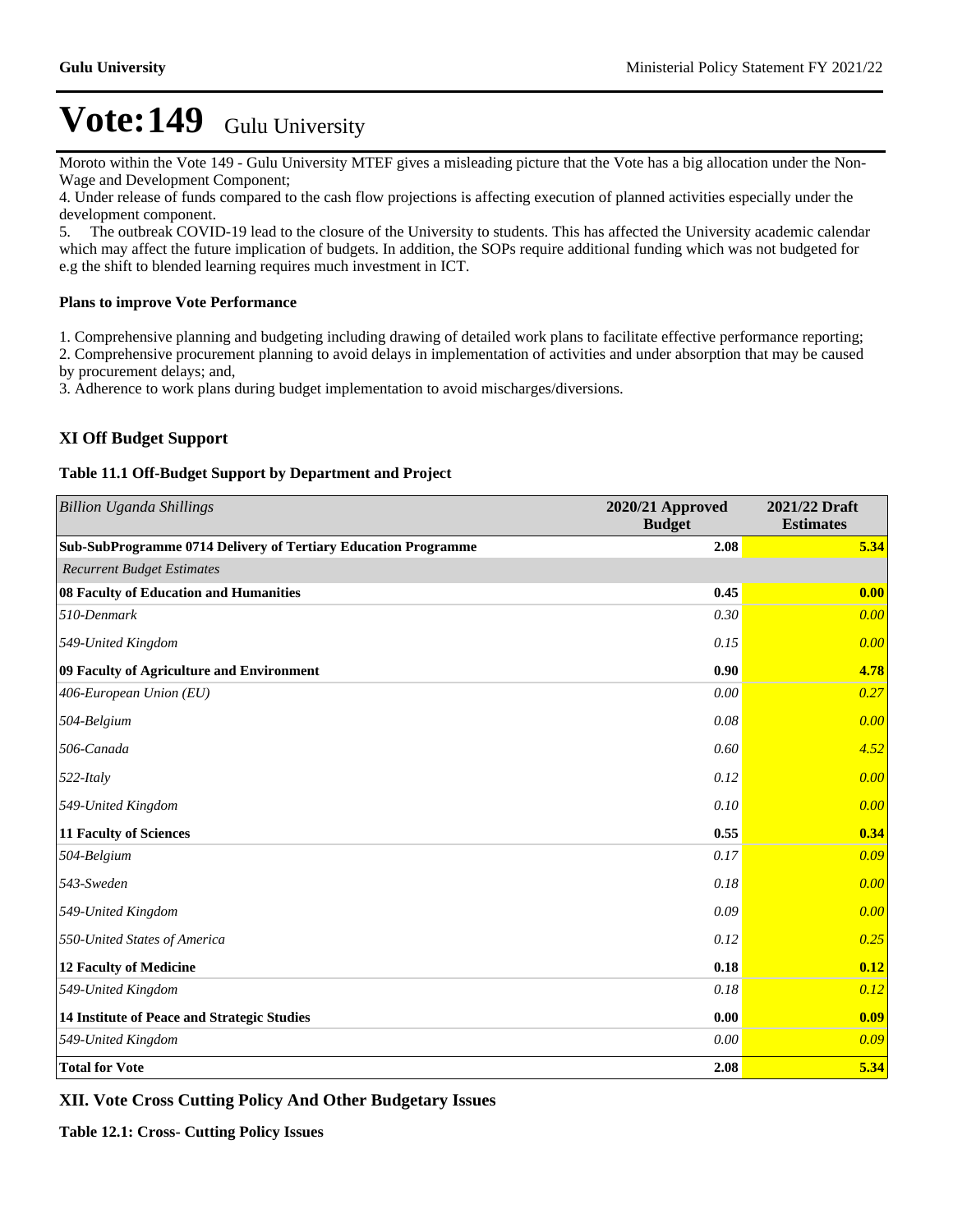# Vote:149 Gulu University

Moroto within the Vote 149 - Gulu University MTEF gives a misleading picture that the Vote has a big allocation under the Non-Wage and Development Component;

4. Under release of funds compared to the cash flow projections is affecting execution of planned activities especially under the development component.

5. The outbreak COVID-19 lead to the closure of the University to students. This has affected the University academic calendar which may affect the future implication of budgets. In addition, the SOPs require additional funding which was not budgeted for e.g the shift to blended learning requires much investment in ICT.

**Plans to improve Vote Performance**

1. Comprehensive planning and budgeting including drawing of detailed work plans to facilitate effective performance reporting;
2. Comprehensive procurement planning to avoid delays in implementation of activities and under absorption that may be caused by procurement delays; and,
3. Adherence to work plans during budget implementation to avoid mischarges/diversions.

## XI Off Budget Support

**Table 11.1 Off-Budget Support by Department and Project**

| *Billion Uganda Shillings* | 2020/21 Approved Budget | 2021/22 Draft Estimates |
|---|---|---|
| **Sub-SubProgramme 0714 Delivery of Tertiary Education Programme** | **2.08** | **5.34** |
| *Recurrent Budget Estimates* | | |
| **08 Faculty of Education and Humanities** | **0.45** | **0.00** |
| *510-Denmark* | *0.30* | *0.00* |
| *549-United Kingdom* | *0.15* | *0.00* |
| **09 Faculty of Agriculture and Environment** | **0.90** | **4.78** |
| *406-European Union (EU)* | *0.00* | *0.27* |
| *504-Belgium* | *0.08* | *0.00* |
| *506-Canada* | *0.60* | *4.52* |
| *522-Italy* | *0.12* | *0.00* |
| *549-United Kingdom* | *0.10* | *0.00* |
| **11 Faculty of Sciences** | **0.55** | **0.34** |
| *504-Belgium* | *0.17* | *0.09* |
| *543-Sweden* | *0.18* | *0.00* |
| *549-United Kingdom* | *0.09* | *0.00* |
| *550-United States of America* | *0.12* | *0.25* |
| **12 Faculty of Medicine** | **0.18** | **0.12** |
| *549-United Kingdom* | *0.18* | *0.12* |
| **14 Institute of Peace and Strategic Studies** | **0.00** | **0.09** |
| *549-United Kingdom* | *0.00* | *0.09* |
| **Total for Vote** | **2.08** | **5.34** |

## XII. Vote Cross Cutting Policy And Other Budgetary Issues

**Table 12.1: Cross- Cutting Policy Issues**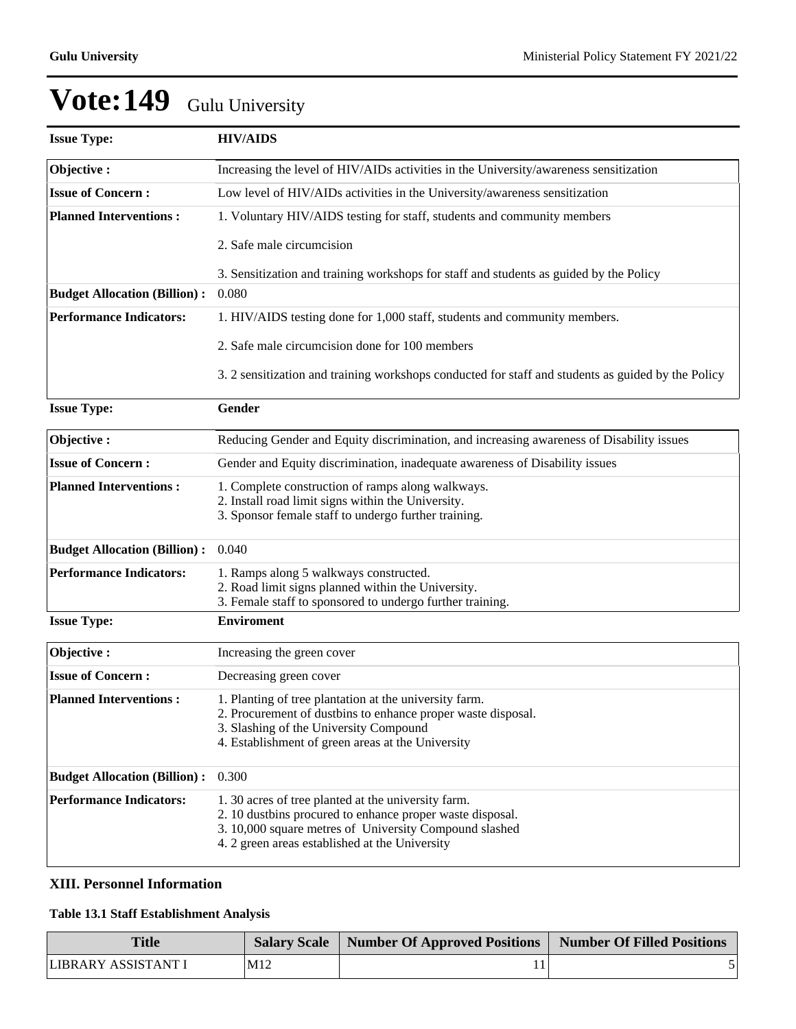# Vote:149 Gulu University

| Issue Type: | HIV/AIDS |
|---|---|
| Objective : | Increasing the level of HIV/AIDs activities in the University/awareness sensitization |
| Issue of Concern : | Low level of HIV/AIDs activities in the University/awareness sensitization |
| Planned Interventions : | 1. Voluntary HIV/AIDS testing for staff, students and community members<br><br>2. Safe male circumcision<br><br>3. Sensitization and training workshops for staff and students as guided by the Policy |
| Budget Allocation (Billion) : | 0.080 |
| Performance Indicators: | 1. HIV/AIDS testing done for 1,000 staff, students and community members.<br><br>2. Safe male circumcision done for 100 members<br><br>3. 2 sensitization and training workshops conducted for staff and students as guided by the Policy |

| Issue Type: | Gender |
|---|---|
| Objective : | Reducing Gender and Equity discrimination, and increasing awareness of Disability issues |
| Issue of Concern : | Gender and Equity discrimination, inadequate awareness of Disability issues |
| Planned Interventions : | 1. Complete construction of ramps along walkways.<br>2. Install road limit signs within the University.<br>3. Sponsor female staff to undergo further training. |
| Budget Allocation (Billion) : | 0.040 |
| Performance Indicators: | 1. Ramps along 5 walkways constructed.<br>2. Road limit signs planned within the University.<br>3. Female staff to sponsored to undergo further training. |

| Issue Type: | Enviroment |
|---|---|
| Objective : | Increasing the green cover |
| Issue of Concern : | Decreasing green cover |
| Planned Interventions : | 1. Planting of tree plantation at the university farm.<br>2. Procurement of dustbins to enhance proper waste disposal.<br>3. Slashing of the University Compound<br>4. Establishment of green areas at the University |
| Budget Allocation (Billion) : | 0.300 |
| Performance Indicators: | 1. 30 acres of tree planted at the university farm.<br>2. 10 dustbins procured to enhance proper waste disposal.<br>3. 10,000 square metres of University Compound slashed<br>4. 2 green areas established at the University |

## XIII. Personnel Information

### Table 13.1 Staff Establishment Analysis

| Title | Salary Scale | Number Of Approved Positions | Number Of Filled Positions |
|---|---|---|---|
| LIBRARY ASSISTANT I | M12 | 11 | 5 |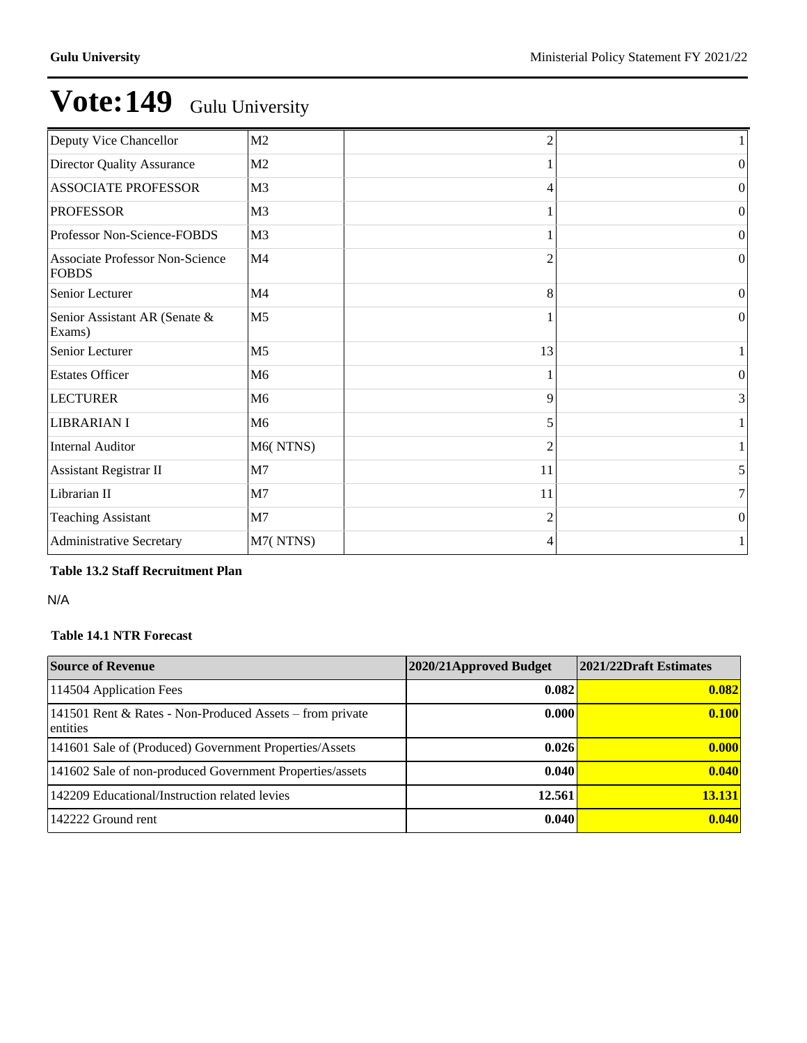# Vote:149 Gulu University

| | | | |
|---|---|---|---|
| Deputy Vice Chancellor | M2 | 2 | 1 |
| Director Quality Assurance | M2 | 1 | 0 |
| ASSOCIATE PROFESSOR | M3 | 4 | 0 |
| PROFESSOR | M3 | 1 | 0 |
| Professor Non-Science-FOBDS | M3 | 1 | 0 |
| Associate Professor Non-Science FOBDS | M4 | 2 | 0 |
| Senior Lecturer | M4 | 8 | 0 |
| Senior Assistant AR (Senate & Exams) | M5 | 1 | 0 |
| Senior Lecturer | M5 | 13 | 1 |
| Estates Officer | M6 | 1 | 0 |
| LECTURER | M6 | 9 | 3 |
| LIBRARIAN I | M6 | 5 | 1 |
| Internal Auditor | M6( NTNS) | 2 | 1 |
| Assistant Registrar II | M7 | 11 | 5 |
| Librarian II | M7 | 11 | 7 |
| Teaching Assistant | M7 | 2 | 0 |
| Administrative Secretary | M7( NTNS) | 4 | 1 |

**Table 13.2 Staff Recruitment Plan**

N/A

**Table 14.1 NTR Forecast**

| Source of Revenue | 2020/21Approved Budget | 2021/22Draft Estimates |
|---|---|---|
| 114504 Application Fees | 0.082 | 0.082 |
| 141501 Rent & Rates - Non-Produced Assets – from private entities | 0.000 | 0.100 |
| 141601 Sale of (Produced) Government Properties/Assets | 0.026 | 0.000 |
| 141602 Sale of non-produced Government Properties/assets | 0.040 | 0.040 |
| 142209 Educational/Instruction related levies | 12.561 | 13.131 |
| 142222 Ground rent | 0.040 | 0.040 |